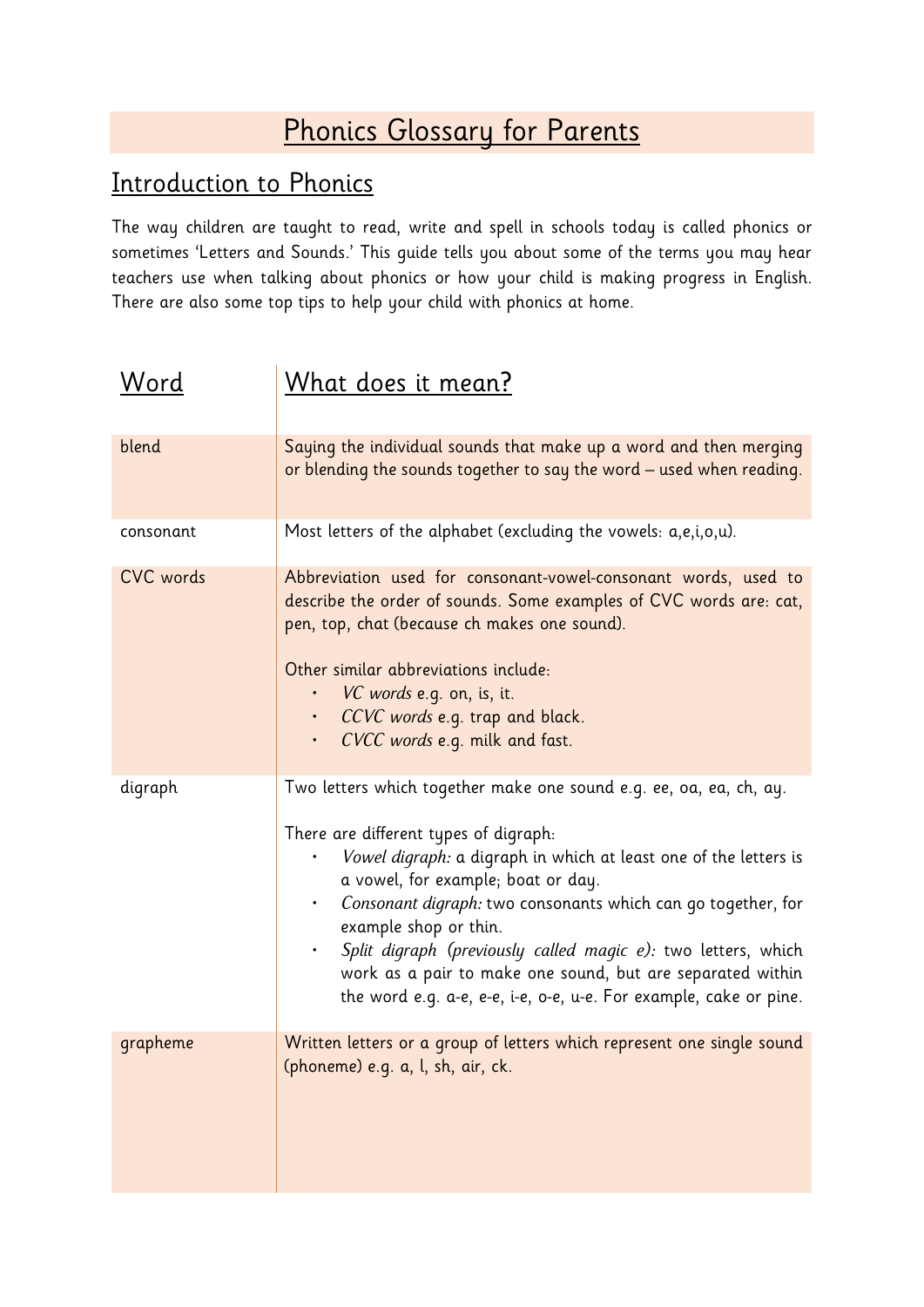# Phonics Glossary for Parents

## Introduction to Phonics

The way children are taught to read, write and spell in schools today is called phonics or sometimes 'Letters and Sounds.' This guide tells you about some of the terms you may hear teachers use when talking about phonics or how your child is making progress in English. There are also some top tips to help your child with phonics at home.

| Word | What does it mean? |
| --- | --- |
| blend | Saying the individual sounds that make up a word and then merging or blending the sounds together to say the word – used when reading. |
| consonant | Most letters of the alphabet (excluding the vowels: a,e,i,o,u). |
| CVC words | Abbreviation used for consonant-vowel-consonant words, used to describe the order of sounds. Some examples of CVC words are: cat, pen, top, chat (because ch makes one sound).<br><br>Other similar abbreviations include:<br>• *VC words* e.g. on, is, it.<br>• *CCVC words* e.g. trap and black.<br>• *CVCC words* e.g. milk and fast. |
| digraph | Two letters which together make one sound e.g. ee, oa, ea, ch, ay.<br><br>There are different types of digraph:<br>• *Vowel digraph:* a digraph in which at least one of the letters is a vowel, for example; boat or day.<br>• *Consonant digraph:* two consonants which can go together, for example shop or thin.<br>• *Split digraph (previously called magic e):* two letters, which work as a pair to make one sound, but are separated within the word e.g. a-e, e-e, i-e, o-e, u-e. For example, cake or pine. |
| grapheme | Written letters or a group of letters which represent one single sound (phoneme) e.g. a, l, sh, air, ck. |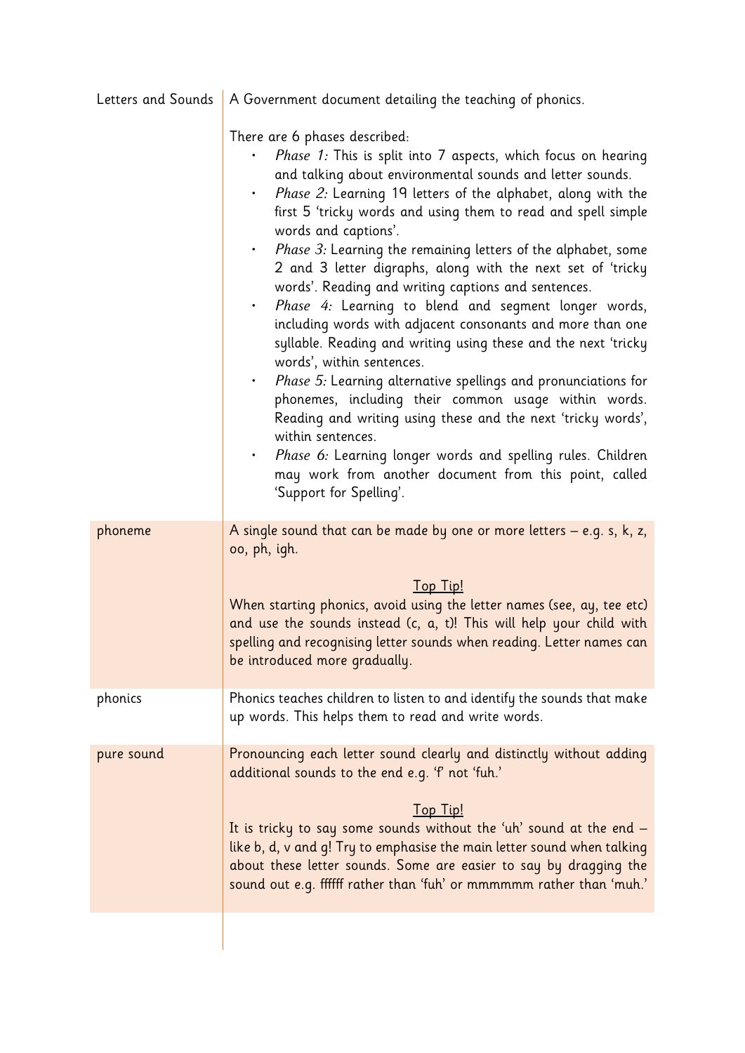| | |
|---|---|
| Letters and Sounds | A Government document detailing the teaching of phonics.<br><br>There are 6 phases described:<br>• *Phase 1:* This is split into 7 aspects, which focus on hearing and talking about environmental sounds and letter sounds.<br>• *Phase 2:* Learning 19 letters of the alphabet, along with the first 5 'tricky words and using them to read and spell simple words and captions'.<br>• *Phase 3:* Learning the remaining letters of the alphabet, some 2 and 3 letter digraphs, along with the next set of 'tricky words'. Reading and writing captions and sentences.<br>• *Phase 4:* Learning to blend and segment longer words, including words with adjacent consonants and more than one syllable. Reading and writing using these and the next 'tricky words', within sentences.<br>• *Phase 5:* Learning alternative spellings and pronunciations for phonemes, including their common usage within words. Reading and writing using these and the next 'tricky words', within sentences.<br>• *Phase 6:* Learning longer words and spelling rules. Children may work from another document from this point, called 'Support for Spelling'. |
| phoneme | A single sound that can be made by one or more letters – e.g. s, k, z, oo, ph, igh.<br><br>Top Tip!<br>When starting phonics, avoid using the letter names (see, ay, tee etc) and use the sounds instead (c, a, t)! This will help your child with spelling and recognising letter sounds when reading. Letter names can be introduced more gradually. |
| phonics | Phonics teaches children to listen to and identify the sounds that make up words. This helps them to read and write words. |
| pure sound | Pronouncing each letter sound clearly and distinctly without adding additional sounds to the end e.g. 'f' not 'fuh.'<br><br>Top Tip!<br>It is tricky to say some sounds without the 'uh' sound at the end – like b, d, v and g! Try to emphasise the main letter sound when talking about these letter sounds. Some are easier to say by dragging the sound out e.g. ffffff rather than 'fuh' or mmmmmm rather than 'muh.' |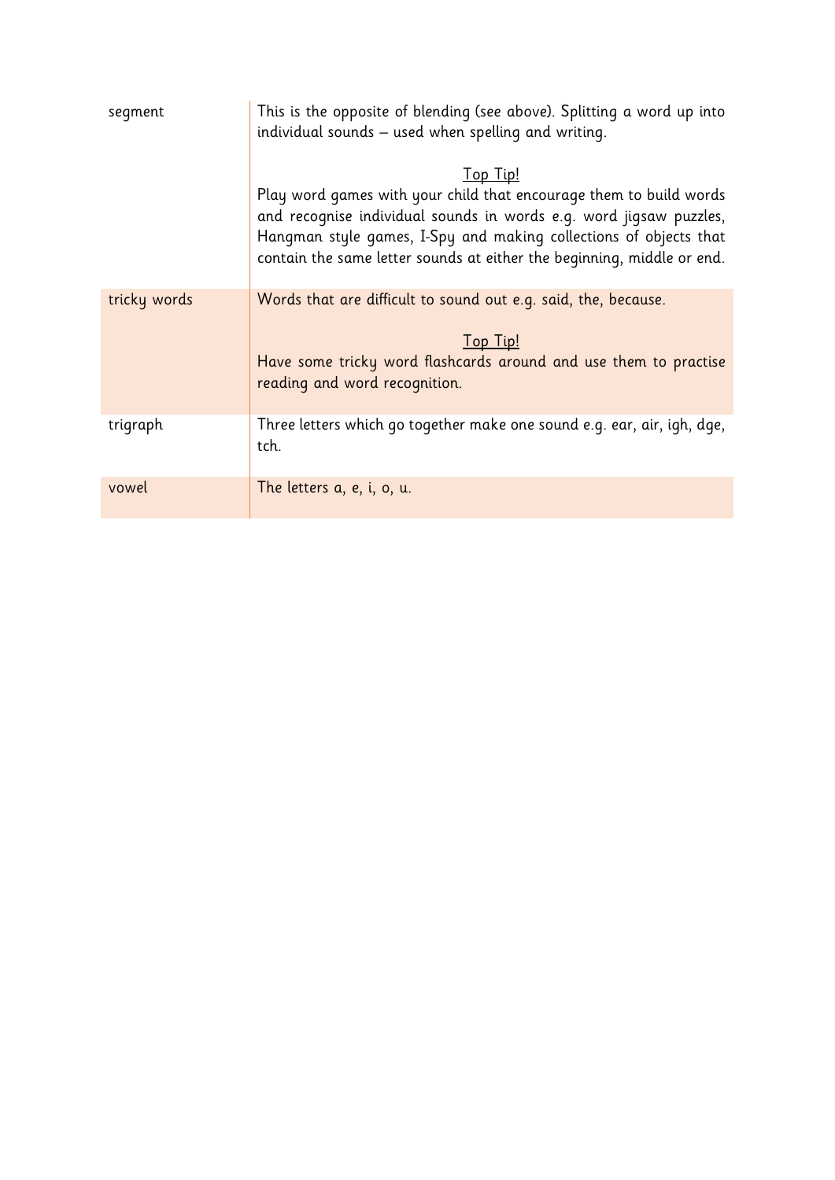| | |
|---|---|
| segment | This is the opposite of blending (see above). Splitting a word up into individual sounds – used when spelling and writing.<br><br>Top Tip!<br>Play word games with your child that encourage them to build words and recognise individual sounds in words e.g. word jigsaw puzzles, Hangman style games, I-Spy and making collections of objects that contain the same letter sounds at either the beginning, middle or end. |
| tricky words | Words that are difficult to sound out e.g. said, the, because.<br><br>Top Tip!<br>Have some tricky word flashcards around and use them to practise reading and word recognition. |
| trigraph | Three letters which go together make one sound e.g. ear, air, igh, dge, tch. |
| vowel | The letters a, e, i, o, u. |